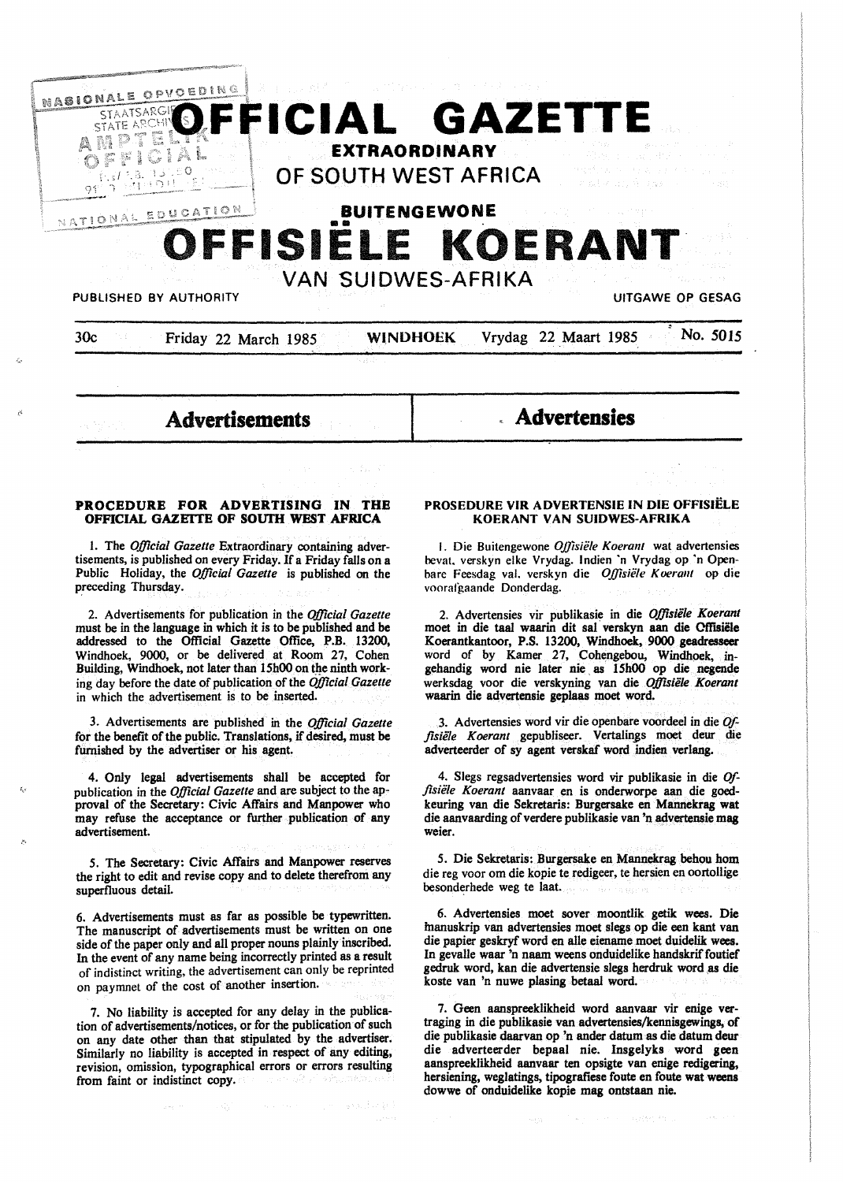# OFFICIAL GAZETTE EXTRAORDINARY OF SOUTH WEST AFRICA

# BUITENGEWONE OFFISIËLE KOERANT VAN SUIDWES-AFRIKA

PUBLISHED BY AUTHORITY — UITGAWE OP GESAG

30c — Friday 22 March 1985 — WINDHOEK — Vrydag 22 Maart 1985 — No. 5015

## Advertisements

### PROCEDURE FOR ADVERTISING IN THE OFFICIAL GAZETTE OF SOUTH WEST AFRICA

1. The *Official Gazette* Extraordinary containing advertisements, is published on every Friday. If a Friday falls on a Public Holiday, the *Official Gazette* is published on the preceding Thursday.

2. Advertisements for publication in the *Official Gazette* must be in the language in which it is to be published and be addressed to the Official Gazette Office, P.B. 13200, Windhoek, 9000, or be delivered at Room 27, Cohen Building, Windhoek, not later than 15h00 on the ninth working day before the date of publication of the *Official Gazette* in which the advertisement is to be inserted.

3. Advertisements are published in the *Official Gazette* for the benefit of the public. Translations, if desired, must be furnished by the advertiser or his agent.

4. Only legal advertisements shall be accepted for publication in the *Official Gazette* and are subject to the approval of the Secretary: Civic Affairs and Manpower who may refuse the acceptance or further publication of any advertisement.

5. The Secretary: Civic Affairs and Manpower reserves the right to edit and revise copy and to delete therefrom any superfluous detail.

6. Advertisements must as far as possible be typewritten. The manuscript of advertisements must be written on one side of the paper only and all proper nouns plainly inscribed. In the event of any name being incorrectly printed as a result of indistinct writing, the advertisement can only be reprinted on paymnet of the cost of another insertion.

7. No liability is accepted for any delay in the publication of advertisements/notices, or for the publication of such on any date other than that stipulated by the advertiser. Similarly no liability is accepted in respect of any editing, revision, omission, typographical errors or errors resulting from faint or indistinct copy.

## Advertensies

### PROSEDURE VIR ADVERTENSIE IN DIE OFFISIËLE KOERANT VAN SUIDWES-AFRIKA

1. Die Buitengewone *Offisiële Koerant* wat advertensies bevat, verskyn elke Vrydag. Indien 'n Vrydag op 'n Openbare Feesdag val, verskyn die *Offisiële Koerant* op die voorafgaande Donderdag.

2. Advertensies vir publikasie in die *Offisiële Koerant* moet in die taal waarin dit sal verskyn aan die Offisiële Koerantkantoor, P.S. 13200, Windhoek, 9000 geadresseer word of by Kamer 27, Cohengebou, Windhoek, ingehandig word nie later nie as 15h00 op die negende werksdag voor die verskyning van die *Offisiële Koerant* waarin die advertensie geplaas moet word.

3. Advertensies word vir die openbare voordeel in die *Offisiële Koerant* gepubliseer. Vertalings moet deur die adverteerder of sy agent verskaf word indien verlang.

4. Slegs regsadvertensies word vir publikasie in die *Offisiële Koerant* aanvaar en is onderworpe aan die goedkeuring van die Sekretaris: Burgersake en Mannekrag wat die aanvaarding of verdere publikasie van 'n advertensie mag weier.

5. Die Sekretaris: Burgersake en Mannekrag behou hom die reg voor om die kopie te redigeer, te hersien en oortollige besonderhede weg te laat.

6. Advertensies moet sover moontlik getik wees. Die manuskrip van advertensies moet slegs op die een kant van die papier geskryf word en alle eiename moet duidelik wees. In gevalle waar 'n naam weens onduidelike handskrif foutief gedruk word, kan die advertensie slegs herdruk word as die koste van 'n nuwe plasing betaal word.

7. Geen aanspreeklikheid word aanvaar vir enige vertraging in die publikasie van advertensies/kennisgewings, of die publikasie daarvan op 'n ander datum as die datum deur die adverteerder bepaal nie. Insgelyks word geen aanspreeklikheid aanvaar ten opsigte van enige redigering, hersiening, weglatings, tipografiese foute en foute wat weens dowwe of onduidelike kopie mag ontstaan nie.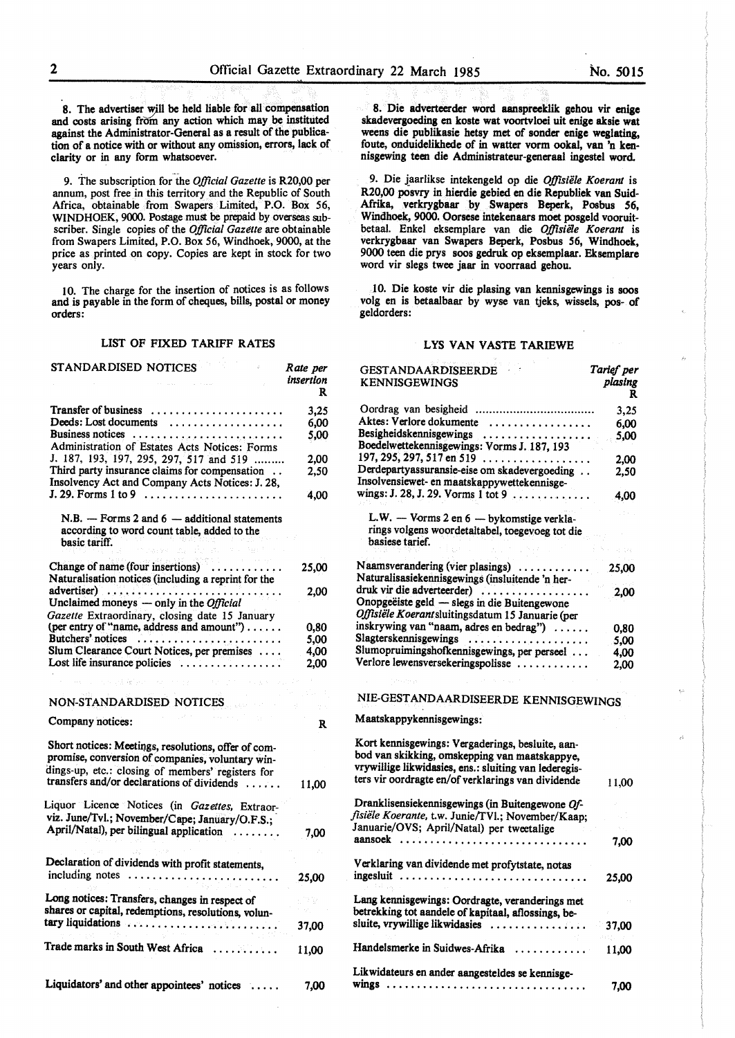8. The advertiser will be held liable for all compensation and costs arising from any action which may be instituted against the Administrator-General as a result of the publication of a notice with or without any omission, errors, lack of clarity or in any form whatsoever.

9. The subscription for the *Official Gazette* is R20,00 per annum, post free in this territory and the Republic of South Africa, obtainable from Swapers Limited, P.O. Box 56, WINDHOEK, 9000. Postage must be prepaid by overseas subscriber. Single copies of the *Official Gazette* are obtainable from Swapers Limited, P.O. Box 56, Windhoek, 9000, at the price as printed on copy. Copies are kept in stock for two years only.

10. The charge for the insertion of notices is as follows and is payable in the form of cheques, bills, postal or money orders:

## LIST OF FIXED TARIFF RATES

| STANDARDISED NOTICES | Rate per insertion R |
|---|---|
| Transfer of business | 3,25 |
| Deeds: Lost documents | 6,00 |
| Business notices | 5,00 |
| Administration of Estates Acts Notices: Forms J. 187, 193, 197, 295, 297, 517 and 519 | 2,00 |
| Third party insurance claims for compensation | 2,50 |
| Insolvency Act and Company Acts Notices: J. 28, J. 29. Forms 1 to 9 | 4,00 |
| N.B. — Forms 2 and 6 — additional statements according to word count table, added to the basic tariff. | |
| Change of name (four insertions) | 25,00 |
| Naturalisation notices (including a reprint for the advertiser) | 2,00 |
| Unclaimed moneys — only in the *Official Gazette* Extraordinary, closing date 15 January (per entry of "name, address and amount") | 0,80 |
| Butchers' notices | 5,00 |
| Slum Clearance Court Notices, per premises | 4,00 |
| Lost life insurance policies | 2,00 |

| NON-STANDARDISED NOTICES | |
|---|---|
| Company notices: | R |
| Short notices: Meetings, resolutions, offer of compromise, conversion of companies, voluntary windings-up, etc.: closing of members' registers for transfers and/or declarations of dividends | 11,00 |
| Liquor Licence Notices (in *Gazettes*, Extraor- viz. June/Tvl.; November/Cape; January/O.F.S.; April/Natal), per bilingual application | 7,00 |
| Declaration of dividends with profit statements, including notes | 25,00 |
| Long notices: Transfers, changes in respect of shares or capital, redemptions, resolutions, voluntary liquidations | 37,00 |
| Trade marks in South West Africa | 11,00 |
| Liquidators' and other appointees' notices | 7,00 |

8. Die adverteerder word aanspreeklik gehou vir enige skadevergoeding en koste wat voortvloei uit enige aksie wat weens die publikasie hetsy met of sonder enige weglating, foute, onduidelikhede of in watter vorm ookal, van 'n kennisgewing teen die Administrateur-generaal ingestel word.

9. Die jaarlikse intekengeld op die *Offisiële Koerant* is R20,00 posvry in hierdie gebied en die Republiek van Suid-Afrika, verkrygbaar by Swapers Beperk, Posbus 56, Windhoek, 9000. Oorsese intekenaars moet posgeld vooruitbetaal. Enkel eksemplare van die *Offisiële Koerant* is verkrygbaar van Swapers Beperk, Posbus 56, Windhoek, 9000 teen die prys soos gedruk op eksemplaar. Eksemplare word vir slegs twee jaar in voorraad gehou.

10. Die koste vir die plasing van kennisgewings is soos volg en is betaalbaar by wyse van tjeks, wissels, pos- of geldorders:

## LYS VAN VASTE TARIEWE

| GESTANDAARDISEERDE KENNISGEWINGS | Tarief per plasing R |
|---|---|
| Oordrag van besigheid | 3,25 |
| Aktes: Verlore dokumente | 6,00 |
| Besigheidskennisgewings | 5,00 |
| Boedelwettekennisgewings: Vorms J. 187, 193 197, 295, 297, 517 en 519 | 2,00 |
| Derdepartyassuransie-eise om skadevergoeding | 2,50 |
| Insolvensiewet- en maatskappywettekennisgewings: J. 28, J. 29. Vorms 1 tot 9 | 4,00 |
| L.W. — Vorms 2 en 6 — bykomstige verklarings volgens woordetaltabel, toegevoeg tot die basiese tarief. | |
| Naamsverandering (vier plasings) | 25,00 |
| Naturalisasiekennisgewings (insluitende 'n herdruk vir die adverteerder) | 2,00 |
| Onopgeëiste geld — slegs in die Buitengewone *Offisiële Koerant* sluitingsdatum 15 Januarie (per inskrywing van "naam, adres en bedrag") | 0,80 |
| Slagterskennisgewings | 5,00 |
| Slumopruimingshofkennisgewings, per perseel | 4,00 |
| Verlore lewensversekeringspolisse | 2,00 |

| NIE-GESTANDAARDISEERDE KENNISGEWINGS | |
|---|---|
| Maatskappykennisgewings: | |
| Kort kennisgewings: Vergaderings, besluite, aanbod van skikking, omskepping van maatskappye, vrywillige likwidasies, ens.: sluiting van lederegisters vir oordragte en/of verklarings van dividende | 11,00 |
| Dranklisensiekennisgewings (in Buitengewone *Offisiële Koerante*, t.w. Junie/TVl.; November/Kaap; Januarie/OVS; April/Natal) per tweetalige aansoek | 7,00 |
| Verklaring van dividende met profytstate, notas ingesluit | 25,00 |
| Lang kennisgewings: Oordragte, veranderings met betrekking tot aandele of kapitaal, aflossings, besluite, vrywillige likwidasies | 37,00 |
| Handelsmerke in Suidwes-Afrika | 11,00 |
| Likwidateurs en ander aangesteldes se kennisgewings | 7,00 |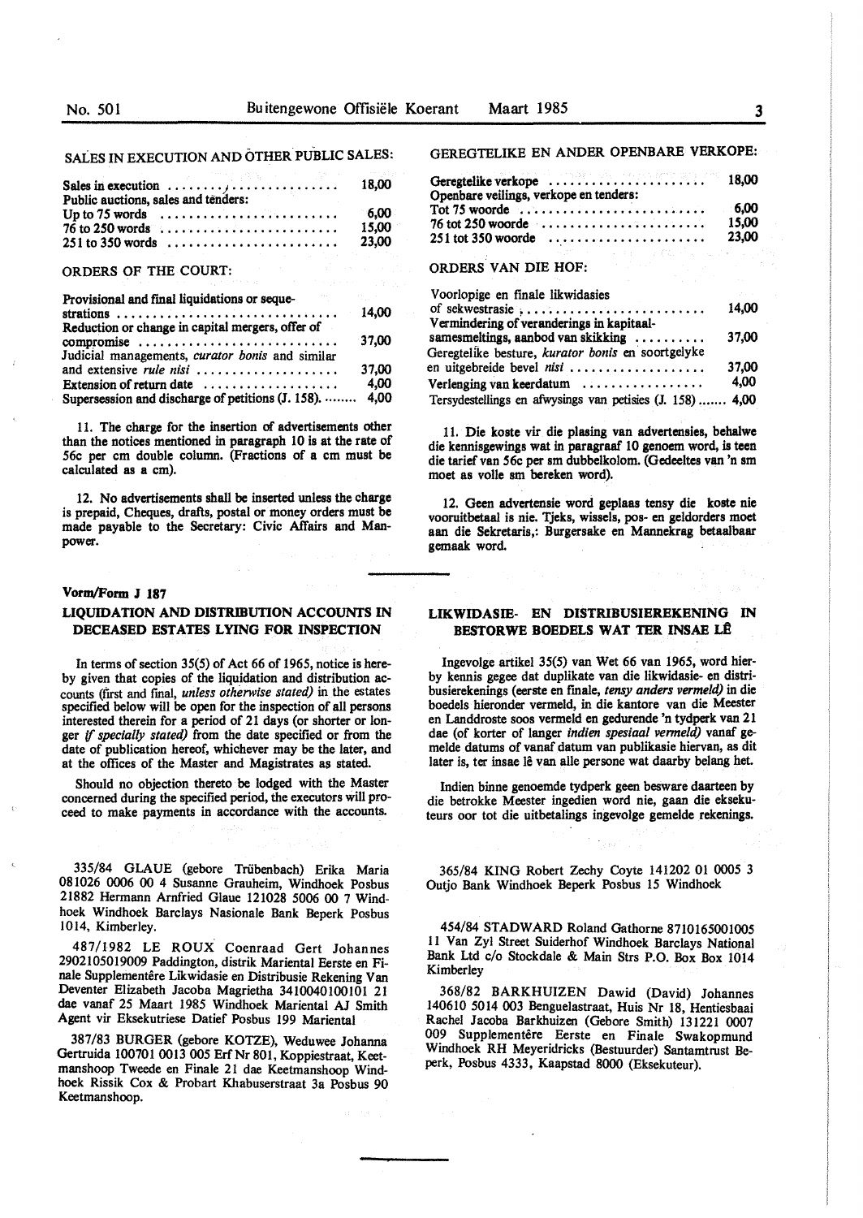## SALES IN EXECUTION AND OTHER PUBLIC SALES:

| | |
|---|---|
| Sales in execution | 18,00 |
| Public auctions, sales and tenders: | |
| Up to 75 words | 6,00 |
| 76 to 250 words | 15,00 |
| 251 to 350 words | 23,00 |

## ORDERS OF THE COURT:

| | |
|---|---|
| Provisional and final liquidations or sequestrations | 14,00 |
| Reduction or change in capital mergers, offer of compromise | 37,00 |
| Judicial managements, *curator bonis* and similar and extensive *rule nisi* | 37,00 |
| Extension of return date | 4,00 |
| Supersession and discharge of petitions (J. 158). | 4,00 |

11. The charge for the insertion of advertisements other than the notices mentioned in paragraph 10 is at the rate of 56c per cm double column. (Fractions of a cm must be calculated as a cm).

12. No advertisements shall be inserted unless the charge is prepaid, Cheques, drafts, postal or money orders must be made payable to the Secretary: Civic Affairs and Manpower.

## GEREGTELIKE EN ANDER OPENBARE VERKOPE:

| | |
|---|---|
| Geregtelike verkope | 18,00 |
| Openbare veilings, verkope en tenders: | |
| Tot 75 woorde | 6,00 |
| 76 tot 250 woorde | 15,00 |
| 251 tot 350 woorde | 23,00 |

## ORDERS VAN DIE HOF:

| | |
|---|---|
| Voorlopige en finale likwidasies of sekwestrasie | 14,00 |
| Vermindering of veranderings in kapitaalsamesmeltings, aanbod van skikking | 37,00 |
| Geregtelike besture, *kurator bonis* en soortgelyke en uitgebreide bevel *nisi* | 37,00 |
| Verlenging van keerdatum | 4,00 |
| Tersydestellings en afwysings van petisies (J. 158) | 4,00 |

11. Die koste vir die plasing van advertensies, behalwe die kennisgewings wat in paragraaf 10 genoem word, is teen die tarief van 56c per sm dubbelkolom. (Gedeeltes van 'n sm moet as volle sm bereken word).

12. Geen advertensie word geplaas tensy die koste nie vooruitbetaal is nie. Tjeks, wissels, pos- en geldorders moet aan die Sekretaris,: Burgersake en Mannekrag betaalbaar gemaak word.

**Vorm/Form J 187**

## LIQUIDATION AND DISTRIBUTION ACCOUNTS IN DECEASED ESTATES LYING FOR INSPECTION

In terms of section 35(5) of Act 66 of 1965, notice is hereby given that copies of the liquidation and distribution accounts (first and final, *unless otherwise stated)* in the estates specified below will be open for the inspection of all persons interested therein for a period of 21 days (or shorter or longer *if specially stated)* from the date specified or from the date of publication hereof, whichever may be the later, and at the offices of the Master and Magistrates as stated.

Should no objection thereto be lodged with the Master concerned during the specified period, the executors will proceed to make payments in accordance with the accounts.

## LIKWIDASIE- EN DISTRIBUSIEREKENING IN BESTORWE BOEDELS WAT TER INSAE LÊ

Ingevolge artikel 35(5) van Wet 66 van 1965, word hierby kennis gegee dat duplikate van die likwidasie- en distribusierekenings (eerste en finale, *tensy anders vermeld)* in die boedels hieronder vermeld, in die kantore van die Meester en Landdroste soos vermeld en gedurende 'n tydperk van 21 dae (of korter of langer *indien spesiaal vermeld)* vanaf gemelde datums of vanaf datum van publikasie hiervan, as dit later is, ter insae lê van alle persone wat daarby belang het.

Indien binne genoemde tydperk geen besware daarteen by die betrokke Meester ingedien word nie, gaan die eksekuteurs oor tot die uitbetalings ingevolge gemelde rekenings.

335/84 GLAUE (gebore Trübenbach) Erika Maria 081026 0006 00 4 Susanne Grauheim, Windhoek Posbus 21882 Hermann Arnfried Glaue 121028 5006 00 7 Windhoek Windhoek Barclays Nasionale Bank Beperk Posbus 1014, Kimberley.

487/1982 LE ROUX Coenraad Gert Johannes 2902105019009 Paddington, distrik Mariental Eerste en Finale Supplementêre Likwidasie en Distribusie Rekening Van Deventer Elizabeth Jacoba Magrietha 3410040100101 21 dae vanaf 25 Maart 1985 Windhoek Mariental AJ Smith Agent vir Eksekutriese Datief Posbus 199 Mariental

387/83 BURGER (gebore KOTZE), Weduwee Johanna Gertruida 100701 0013 005 Erf Nr 801, Koppiestraat, Keetmanshoop Tweede en Finale 21 dae Keetmanshoop Windhoek Rissik Cox & Probart Khabuserstraat 3a Posbus 90 Keetmanshoop.

365/84 KING Robert Zechy Coyte 141202 01 0005 3 Outjo Bank Windhoek Beperk Posbus 15 Windhoek

454/84 STADWARD Roland Gathorne 8710165001005 11 Van Zyl Street Suiderhof Windhoek Barclays National Bank Ltd c/o Stockdale & Main Strs P.O. Box Box 1014 Kimberley

368/82 BARKHUIZEN Dawid (David) Johannes 140610 5014 003 Benguelastraat, Huis Nr 18, Hentiesbaai Rachel Jacoba Barkhuizen (Gebore Smith) 131221 0007 009 Supplementêre Eerste en Finale Swakopmund Windhoek RH Meyeridricks (Bestuurder) Santamtrust Beperk, Posbus 4333, Kaapstad 8000 (Eksekuteur).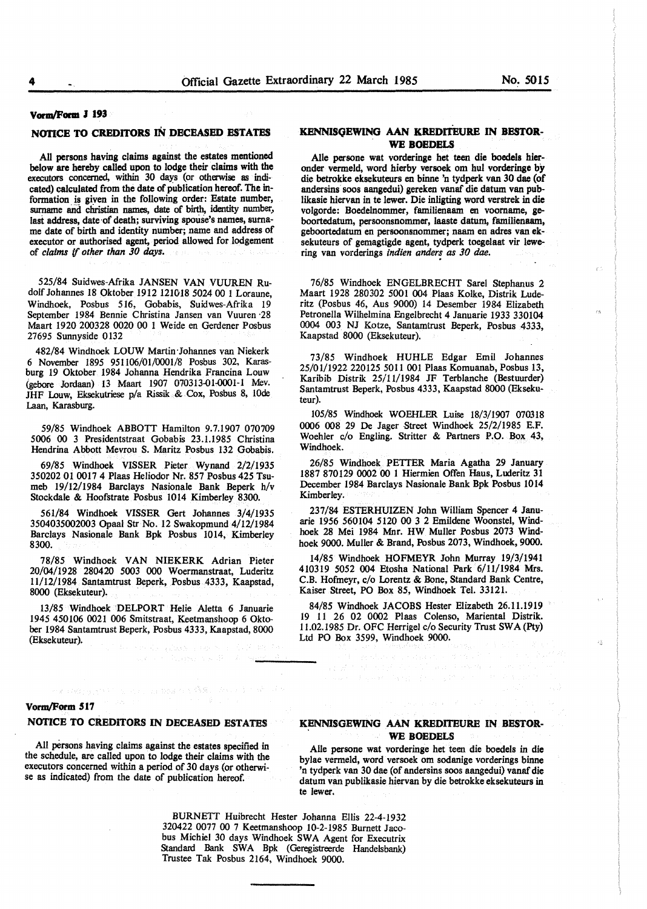**Vorm/Form J 193**

## NOTICE TO CREDITORS IN DECEASED ESTATES

All persons having claims against the estates mentioned below are hereby called upon to lodge their claims with the executors concerned, within 30 days (or otherwise as indicated) calculated from the date of publication hereof. The information is given in the following order: Estate number, surname and christian names, date of birth, identity number, last address, date of death; surviving spouse's names, surname date of birth and identity number; name and address of executor or authorised agent, period allowed for lodgement of *claims if other than 30 days.*

525/84 Suidwes-Afrika JANSEN VAN VUUREN Rudolf Johannes 18 Oktober 1912 121018 5024 00 1 Loraune, Windhoek, Posbus 516, Gobabis, Suidwes-Afrika 19 September 1984 Bennie Christina Jansen van Vuuren 28 Maart 1920 200328 0020 00 1 Weide en Gerdener Posbus 27695 Sunnyside 0132

482/84 Windhoek LOUW Martin Johannes van Niekerk 6 November 1895 951106/01/0001/8 Posbus 302, Karasburg 19 Oktober 1984 Johanna Hendrika Francina Louw (gebore Jordaan) 13 Maart 1907 070313-01-0001-1 Mev. JHF Louw, Eksekutriese p/a Rissik & Cox, Posbus 8, 10de Laan, Karasburg.

59/85 Windhoek ABBOTT Hamilton 9.7.1907 070709 5006 00 3 Presidentstraat Gobabis 23.1.1985 Christina Hendrina Abbott Mevrou S. Maritz Posbus 132 Gobabis.

69/85 Windhoek VISSER Pieter Wynand 2/2/1935 350202 01 0017 4 Plaas Heliodor Nr. 857 Posbus 425 Tsumeb 19/12/1984 Barclays Nasionale Bank Beperk h/v Stockdale & Hoofstrate Posbus 1014 Kimberley 8300.

561/84 Windhoek VISSER Gert Johannes 3/4/1935 3504035002003 Opaal Str No. 12 Swakopmund 4/12/1984 Barclays Nasionale Bank Bpk Posbus 1014, Kimberley 8300.

78/85 Windhoek VAN NIEKERK Adrian Pieter 20/04/1928 280420 5003 000 Woermanstraat, Luderitz 11/12/1984 Santamtrust Beperk, Posbus 4333, Kaapstad, 8000 (Eksekuteur).

13/85 Windhoek DELPORT Helie Aletta 6 Januarie 1945 450106 0021 006 Smitstraat, Keetmanshoop 6 Oktober 1984 Santamtrust Beperk, Posbus 4333, Kaapstad, 8000 (Eksekuteur).

## KENNISGEWING AAN KREDITEURE IN BESTORWE BOEDELS

Alle persone wat vorderinge het teen die boedels hieronder vermeld, word hierby versoek om hul vorderinge by die betrokke eksekuteurs en binne 'n tydperk van 30 dae (of andersins soos aangedui) gereken vanaf die datum van publikasie hiervan in te lewer. Die inligting word verstrek in die volgorde: Boedelnommer, familienaam en voorname, geboortedatum, persoonsnommer, laaste datum, familienaam, geboortedatum en persoonsnommer; naam en adres van eksekuteurs of gemagtigde agent, tydperk toegelaat vir lewering van vorderings *indien anders as 30 dae.*

76/85 Windhoek ENGELBRECHT Sarel Stephanus 2 Maart 1928 280302 5001 004 Plaas Kolke, Distrik Luderitz (Posbus 46, Aus 9000) 14 Desember 1984 Elizabeth Petronella Wilhelmina Engelbrecht 4 Januarie 1933 330104 0004 003 NJ Kotze, Santamtrust Beperk, Posbus 4333, Kaapstad 8000 (Eksekuteur).

73/85 Windhoek HUHLE Edgar Emil Johannes 25/01/1922 220125 5011 001 Plaas Komuanab, Posbus 13, Karibib Distrik 25/11/1984 JF Terblanche (Bestuurder) Santamtrust Beperk, Posbus 4333, Kaapstad 8000 (Eksekuteur).

105/85 Windhoek WOEHLER Luise 18/3/1907 070318 0006 008 29 De Jager Street Windhoek 25/2/1985 E.F. Woehler c/o Engling. Stritter & Partners P.O. Box 43, Windhoek.

26/85 Windhoek PETTER Maria Agatha 29 January 1887 870129 0002 00 1 Hiermien Offen Haus, Luderitz 31 December 1984 Barclays Nasionale Bank Bpk Posbus 1014 Kimberley.

237/84 ESTERHUIZEN John William Spencer 4 Januarie 1956 560104 5120 00 3 2 Emildene Woonstel, Windhoek 28 Mei 1984 Mnr. HW Muller Posbus 2073 Windhoek 9000. Muller & Brand, Posbus 2073, Windhoek, 9000.

14/85 Windhoek HOFMEYR John Murray 19/3/1941 410319 5052 004 Etosha National Park 6/11/1984 Mrs. C.B. Hofmeyr, c/o Lorentz & Bone, Standard Bank Centre, Kaiser Street, PO Box 85, Windhoek Tel. 33121.

84/85 Windhoek JACOBS Hester Elizabeth 26.11.1919 19 11 26 02 0002 Plaas Colenso, Mariental Distrik. 11.02.1985 Dr. OFC Herrigel c/o Security Trust SWA (Pty) Ltd PO Box 3599, Windhoek 9000.

---

**Vorm/Form 517**

## NOTICE TO CREDITORS IN DECEASED ESTATES

All persons having claims against the estates specified in the schedule, are called upon to lodge their claims with the executors concerned within a period of 30 days (or otherwise as indicated) from the date of publication hereof.

## KENNISGEWING AAN KREDITEURE IN BESTORWE BOEDELS

Alle persone wat vorderinge het teen die boedels in die bylae vermeld, word versoek om sodanige vorderings binne 'n tydperk van 30 dae (of andersins soos aangedui) vanaf die datum van publikasie hiervan by die betrokke eksekuteurs in te lewer.

BURNETT Huibrecht Hester Johanna Ellis 22-4-1932 320422 0077 00 7 Keetmanshoop 10-2-1985 Burnett Jacobus Michiel 30 days Windhoek SWA Agent for Executrix Standard Bank SWA Bpk (Geregistreerde Handelsbank) Trustee Tak Posbus 2164, Windhoek 9000.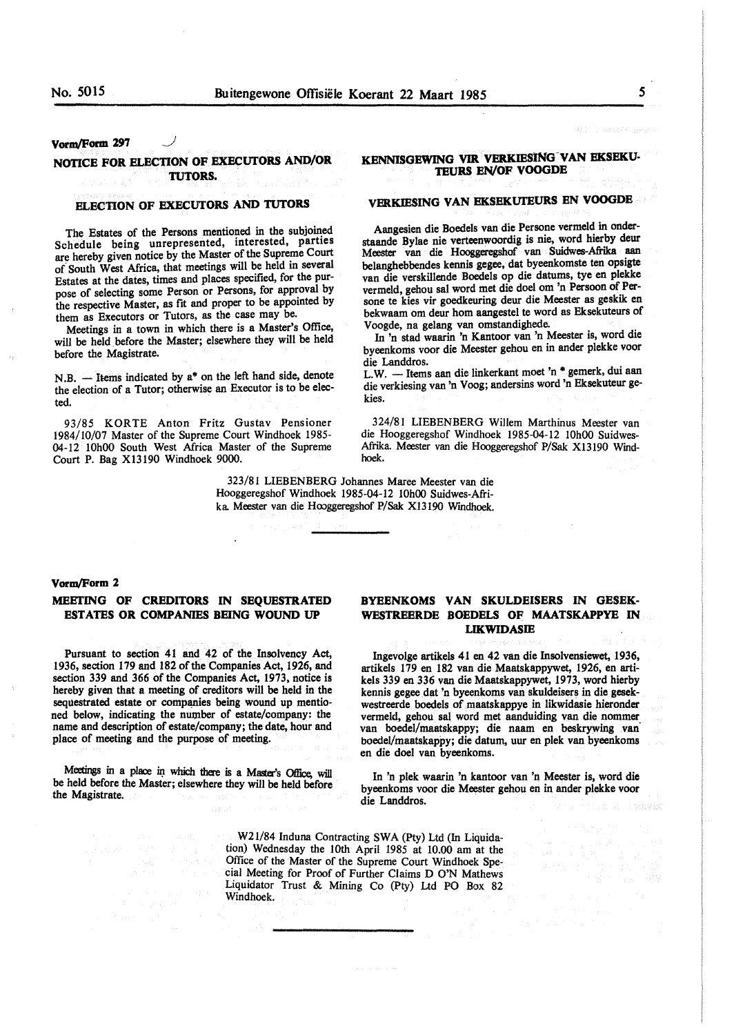**Vorm/Form 297**

## NOTICE FOR ELECTION OF EXECUTORS AND/OR TUTORS.

### ELECTION OF EXECUTORS AND TUTORS

The Estates of the Persons mentioned in the subjoined Schedule being unrepresented, interested, parties are hereby given notice by the Master of the Supreme Court of South West Africa, that meetings will be held in several Estates at the dates, times and places specified, for the purpose of selecting some Person or Persons, for approval by the respective Master, as fit and proper to be appointed by them as Executors or Tutors, as the case may be.

Meetings in a town in which there is a Master's Office, will be held before the Master; elsewhere they will be held before the Magistrate.

N.B. — Items indicated by a* on the left hand side, denote the election of a Tutor; otherwise an Executor is to be elected.

93/85 KORTE Anton Fritz Gustav Pensioner 1984/10/07 Master of the Supreme Court Windhoek 1985-04-12 10h00 South West Africa Master of the Supreme Court P. Bag X13190 Windhoek 9000.

## KENNISGEWING VIR VERKIESING VAN EKSEKUTEURS EN/OF VOOGDE

### VERKIESING VAN EKSEKUTEURS EN VOOGDE

Aangesien die Boedels van die Persone vermeld in onderstaande Bylae nie verteenwoordig is nie, word hierby deur Meester van die Hooggeregshof van Suidwes-Afrika aan belanghebbendes kennis gegee, dat byeenkomste ten opsigte van die verskillende Boedels op die datums, tye en plekke vermeld, gehou sal word met die doel om 'n Persoon of Persone te kies vir goedkeuring deur die Meester as geskik en bekwaam om deur hom aangestel te word as Eksekuteurs of Voogde, na gelang van omstandighede.

In 'n stad waarin 'n Kantoor van 'n Meester is, word die byeenkoms voor die Meester gehou en in ander plekke voor die Landdros.

L.W. — Items aan die linkerkant moet 'n * gemerk, dui aan die verkiesing van 'n Voog; andersins word 'n Eksekuteur gekies.

324/81 LIEBENBERG Willem Marthinus Meester van die Hooggeregshof Windhoek 1985-04-12 10h00 Suidwes-Afrika. Meester van die Hooggeregshof P/Sak X13190 Windhoek.

323/81 LIEBENBERG Johannes Maree Meester van die Hooggeregshof Windhoek 1985-04-12 10h00 Suidwes-Afrika. Meester van die Hooggeregshof P/Sak X13190 Windhoek.

---

**Vorm/Form 2**

## MEETING OF CREDITORS IN SEQUESTRATED ESTATES OR COMPANIES BEING WOUND UP

Pursuant to section 41 and 42 of the Insolvency Act, 1936, section 179 and 182 of the Companies Act, 1926, and section 339 and 366 of the Companies Act, 1973, notice is hereby given that a meeting of creditors will be held in the sequestrated estate or companies being wound up mentioned below, indicating the number of estate/company: the name and description of estate/company; the date, hour and place of meeting and the purpose of meeting.

Meetings in a place in which there is a Master's Office, will be held before the Master; elsewhere they will be held before the Magistrate.

## BYEENKOMS VAN SKULDEISERS IN GESEKWESTREERDE BOEDELS OF MAATSKAPPYE IN LIKWIDASIE

Ingevolge artikels 41 en 42 van die Insolvensiewet, 1936, artikels 179 en 182 van die Maatskappywet, 1926, en artikels 339 en 336 van die Maatskappywet, 1973, word hierby kennis gegee dat 'n byeenkoms van skuldeisers in die gesekwestreerde boedels of maatskappye in likwidasie hieronder vermeld, gehou sal word met aanduiding van die nommer van boedel/maatskappy; die naam en beskrywing van boedel/maatskappy; die datum, uur en plek van byeenkoms en die doel van byeenkoms.

In 'n plek waarin 'n kantoor van 'n Meester is, word die byeenkoms voor die Meester gehou en in ander plekke voor die Landdros.

W21/84 Induna Contracting SWA (Pty) Ltd (In Liquidation) Wednesday the 10th April 1985 at 10.00 am at the Office of the Master of the Supreme Court Windhoek Special Meeting for Proof of Further Claims D O'N Mathews Liquidator Trust & Mining Co (Pty) Ltd PO Box 82 Windhoek.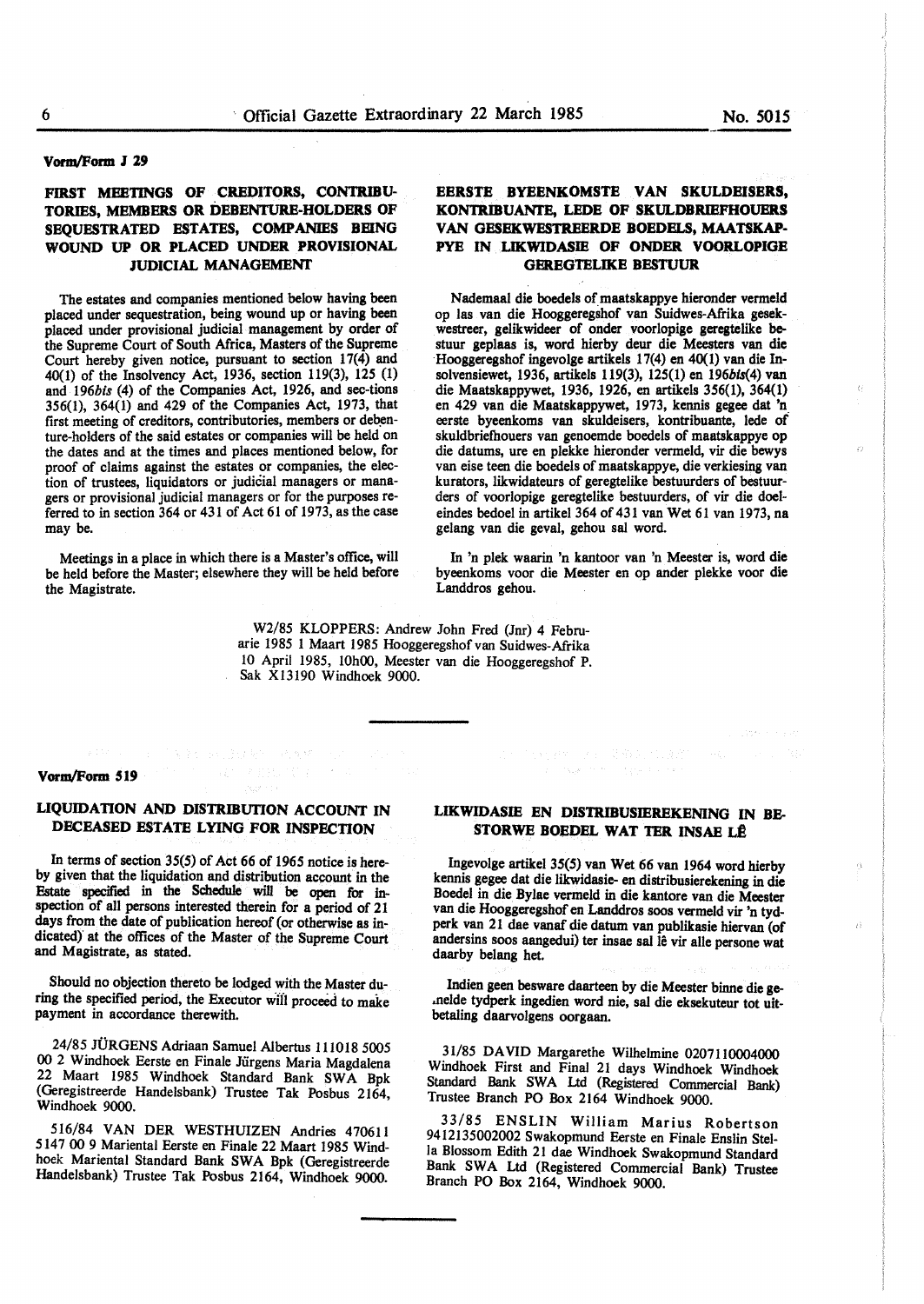**Vorm/Form J 29**

## FIRST MEETINGS OF CREDITORS, CONTRIBUTORIES, MEMBERS OR DEBENTURE-HOLDERS OF SEQUESTRATED ESTATES, COMPANIES BEING WOUND UP OR PLACED UNDER PROVISIONAL JUDICIAL MANAGEMENT

The estates and companies mentioned below having been placed under sequestration, being wound up or having been placed under provisional judicial management by order of the Supreme Court of South Africa, Masters of the Supreme Court hereby given notice, pursuant to section 17(4) and 40(1) of the Insolvency Act, 1936, section 119(3), 125 (1) and 196*bis* (4) of the Companies Act, 1926, and sec-tions 356(1), 364(1) and 429 of the Companies Act, 1973, that first meeting of creditors, contributories, members or debenture-holders of the said estates or companies will be held on the dates and at the times and places mentioned below, for proof of claims against the estates or companies, the election of trustees, liquidators or judicial managers or managers or provisional judicial managers or for the purposes referred to in section 364 or 431 of Act 61 of 1973, as the case may be.

Meetings in a place in which there is a Master's office, will be held before the Master; elsewhere they will be held before the Magistrate.

## EERSTE BYEENKOMSTE VAN SKULDEISERS, KONTRIBUANTE, LEDE OF SKULDBRIEFHOUERS VAN GESEKWESTREERDE BOEDELS, MAATSKAPPYE IN LIKWIDASIE OF ONDER VOORLOPIGE GEREGTELIKE BESTUUR

Nademaal die boedels of maatskappye hieronder vermeld op las van die Hooggeregshof van Suidwes-Afrika gesekwestreer, gelikwideer of onder voorlopige geregtelike bestuur geplaas is, word hierby deur die Meesters van die Hooggeregshof ingevolge artikels 17(4) en 40(1) van die Insolvensiewet, 1936, artikels 119(3), 125(1) en 196*bis*(4) van die Maatskappywet, 1936, 1926, en artikels 356(1), 364(1) en 429 van die Maatskappywet, 1973, kennis gegee dat 'n eerste byeenkoms van skuldeisers, kontribuante, lede of skuldbriefhouers van genoemde boedels of maatskappye op die datums, ure en plekke hieronder vermeld, vir die bewys van eise teen die boedels of maatskappye, die verkiesing van kurators, likwidateurs of geregtelike bestuurders of bestuurders of voorlopige geregtelike bestuurders, of vir die doeleindes bedoel in artikel 364 of 431 van Wet 61 van 1973, na gelang van die geval, gehou sal word.

In 'n plek waarin 'n kantoor van 'n Meester is, word die byeenkoms voor die Meester en op ander plekke voor die Landdros gehou.

W2/85 KLOPPERS: Andrew John Fred (Jnr) 4 Februarie 1985 1 Maart 1985 Hooggeregshof van Suidwes-Afrika 10 April 1985, 10h00, Meester van die Hooggeregshof P. Sak X13190 Windhoek 9000.

---

**Vorm/Form 519**

## LIQUIDATION AND DISTRIBUTION ACCOUNT IN DECEASED ESTATE LYING FOR INSPECTION

In terms of section 35(5) of Act 66 of 1965 notice is hereby given that the liquidation and distribution account in the Estate specified in the Schedule will be open for inspection of all persons interested therein for a period of 21 days from the date of publication hereof (or otherwise as indicated) at the offices of the Master of the Supreme Court and Magistrate, as stated.

Should no objection thereto be lodged with the Master during the specified period, the Executor will proceed to make payment in accordance therewith.

24/85 JÜRGENS Adriaan Samuel Albertus 111018 5005 00 2 Windhoek Eerste en Finale Jürgens Maria Magdalena 22 Maart 1985 Windhoek Standard Bank SWA Bpk (Geregistreerde Handelsbank) Trustee Tak Posbus 2164, Windhoek 9000.

516/84 VAN DER WESTHUIZEN Andries 470611 5147 00 9 Mariental Eerste en Finale 22 Maart 1985 Windhoek Mariental Standard Bank SWA Bpk (Geregistreerde Handelsbank) Trustee Tak Posbus 2164, Windhoek 9000.

## LIKWIDASIE EN DISTRIBUSIEREKENING IN BESTORWE BOEDEL WAT TER INSAE LÊ

Ingevolge artikel 35(5) van Wet 66 van 1964 word hierby kennis gegee dat die likwidasie- en distribusierekening in die Boedel in die Bylae vermeld in die kantore van die Meester van die Hooggeregshof en Landdros soos vermeld vir 'n tydperk van 21 dae vanaf die datum van publikasie hiervan (of andersins soos aangedui) ter insae sal lê vir alle persone wat daarby belang het.

Indien geen besware daarteen by die Meester binne die gemelde tydperk ingedien word nie, sal die eksekuteur tot uitbetaling daarvolgens oorgaan.

31/85 DAVID Margarethe Wilhelmine 0207110004000 Windhoek First and Final 21 days Windhoek Windhoek Standard Bank SWA Ltd (Registered Commercial Bank) Trustee Branch PO Box 2164 Windhoek 9000.

33/85 ENSLIN William Marius Robertson 9412135002002 Swakopmund Eerste en Finale Enslin Stella Blossom Edith 21 dae Windhoek Swakopmund Standard Bank SWA Ltd (Registered Commercial Bank) Trustee Branch PO Box 2164, Windhoek 9000.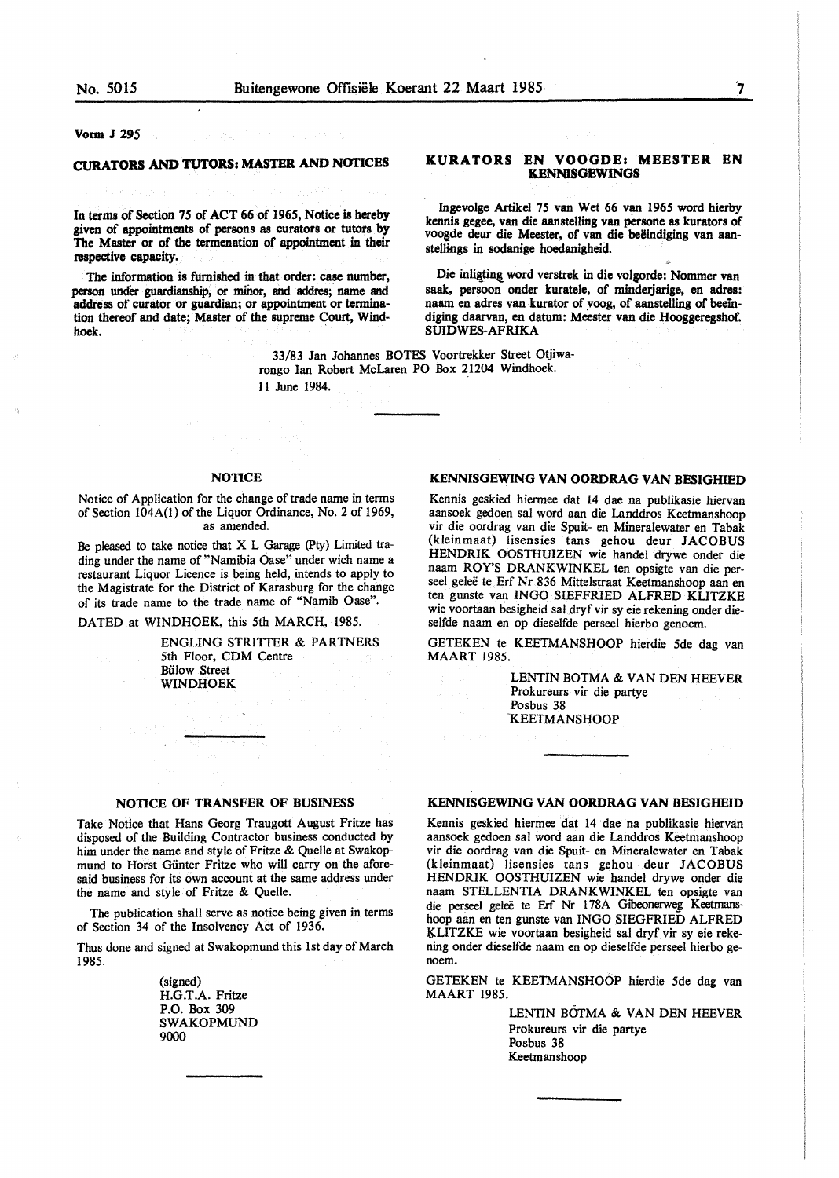Vorm J 295

## CURATORS AND TUTORS: MASTER AND NOTICES

**In terms of Section 75 of ACT 66 of 1965, Notice is hereby given of appointments of persons as curators or tutors by The Master or of the termenation of appointment in their respective capacity.**

**The information is furnished in that order: case number, person under guardianship, or minor, and addres; name and address of curator or guardian; or appointment or termination thereof and date; Master of the supreme Court, Windhoek.**

## KURATORS EN VOOGDE: MEESTER EN KENNISGEWINGS

**Ingevolge Artikel 75 van Wet 66 van 1965 word hierby kennis gegee, van die aanstelling van persone as kurators of voogde deur die Meester, of van die beëindiging van aanstellings in sodanige hoedanigheid.**

**Die inligting word verstrek in die volgorde: Nommer van saak, persoon onder kuratele, of minderjarige, en adres: naam en adres van kurator of voog, of aanstelling of beëindiging daarvan, en datum: Meester van die Hooggeregshof. SUIDWES-AFRIKA**

33/83 Jan Johannes BOTES Voortrekker Street Otjiwarongo Ian Robert McLaren PO Box 21204 Windhoek.
11 June 1984.

---

### NOTICE

Notice of Application for the change of trade name in terms of Section 104A(1) of the Liquor Ordinance, No. 2 of 1969, as amended.

Be pleased to take notice that X L Garage (Pty) Limited trading under the name of "Namibia Oase" under wich name a restaurant Liquor Licence is being held, intends to apply to the Magistrate for the District of Karasburg for the change of its trade name to the trade name of "Namib Oase".

DATED at WINDHOEK, this 5th MARCH, 1985.

ENGLING STRITTER & PARTNERS
5th Floor, CDM Centre
Bülow Street
WINDHOEK

---

### NOTICE OF TRANSFER OF BUSINESS

Take Notice that Hans Georg Traugott August Fritze has disposed of the Building Contractor business conducted by him under the name and style of Fritze & Quelle at Swakopmund to Horst Günter Fritze who will carry on the aforesaid business for its own account at the same address under the name and style of Fritze & Quelle.

The publication shall serve as notice being given in terms of Section 34 of the Insolvency Act of 1936.

Thus done and signed at Swakopmund this 1st day of March 1985.

(signed)
H.G.T.A. Fritze
P.O. Box 309
SWAKOPMUND
9000

---

### KENNISGEWING VAN OORDRAG VAN BESIGHIED

Kennis geskied hiermee dat 14 dae na publikasie hiervan aansoek gedoen sal word aan die Landdros Keetmanshoop vir die oordrag van die Spuit- en Mineralewater en Tabak (kleinmaat) lisensies tans gehou deur JACOBUS HENDRIK OOSTHUIZEN wie handel drywe onder die naam ROY'S DRANKWINKEL ten opsigte van die perseel geleë te Erf Nr 836 Mittelstraat Keetmanshoop aan en ten gunste van INGO SIEFFRIED ALFRED KLITZKE wie voortaan besigheid sal dryf vir sy eie rekening onder dieselfde naam en op dieselfde perseel hierbo genoem.

GETEKEN te KEETMANSHOOP hierdie 5de dag van MAART 1985.

LENTIN BOTMA & VAN DEN HEEVER
Prokureurs vir die partye
Posbus 38
KEETMANSHOOP

---

### KENNISGEWING VAN OORDRAG VAN BESIGHEID

Kennis geskied hiermee dat 14 dae na publikasie hiervan aansoek gedoen sal word aan die Landdros Keetmanshoop vir die oordrag van die Spuit- en Mineralewater en Tabak (kleinmaat) lisensies tans gehou deur JACOBUS HENDRIK OOSTHUIZEN wie handel drywe onder die naam STELLENTIA DRANKWINKEL ten opsigte van die perseel geleë te Erf Nr 178A Gibeonerweg Keetmanshoop aan en ten gunste van INGO SIEGFRIED ALFRED KLITZKE wie voortaan besigheid sal dryf vir sy eie rekening onder dieselfde naam en op dieselfde perseel hierbo genoem.

GETEKEN te KEETMANSHOOP hierdie 5de dag van MAART 1985.

LENTIN BÖTMA & VAN DEN HEEVER
Prokureurs vir die partye
Posbus 38
Keetmanshoop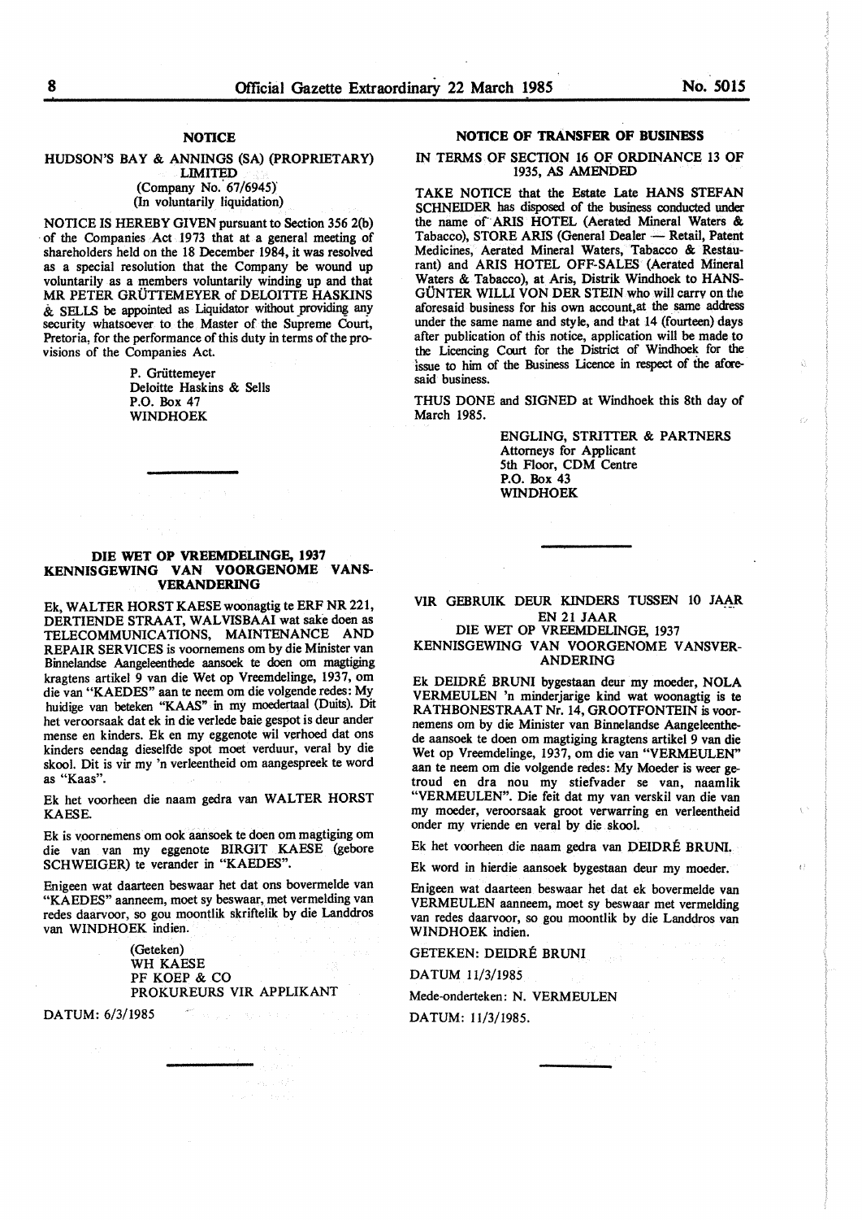### NOTICE

**HUDSON'S BAY & ANNINGS (SA) (PROPRIETARY) LIMITED**
(Company No. 67/6945)
(In voluntarily liquidation)

NOTICE IS HEREBY GIVEN pursuant to Section 356 2(b) of the Companies Act 1973 that at a general meeting of shareholders held on the 18 December 1984, it was resolved as a special resolution that the Company be wound up voluntarily as a members voluntarily winding up and that MR PETER GRÜTTEMEYER of DELOITTE HASKINS & SELLS be appointed as Liquidator without providing any security whatsoever to the Master of the Supreme Court, Pretoria, for the performance of this duty in terms of the provisions of the Companies Act.

P. Grüttemeyer
Deloitte Haskins & Sells
P.O. Box 47
WINDHOEK

---

### DIE WET OP VREEMDELINGE, 1937
### KENNISGEWING VAN VOORGENOME VANSVERANDERING

Ek, WALTER HORST KAESE woonagtig te ERF NR 221, DERTIENDE STRAAT, WALVISBAAI wat sake doen as TELECOMMUNICATIONS, MAINTENANCE AND REPAIR SERVICES is voornemens om by die Minister van Binnelandse Aangeleenthede aansoek te doen om magtiging kragtens artikel 9 van die Wet op Vreemdelinge, 1937, om die van "KAEDES" aan te neem om die volgende redes: My huidige van beteken "KAAS" in my moedertaal (Duits). Dit het veroorsaak dat ek in die verlede baie gespot is deur ander mense en kinders. Ek en my eggenote wil verhoed dat ons kinders eendag dieselfde spot moet verduur, veral by die skool. Dit is vir my 'n verleentheid om aangespreek te word as "Kaas".

Ek het voorheen die naam gedra van WALTER HORST KAESE.

Ek is voornemens om ook aansoek te doen om magtiging om die van van my eggenote BIRGIT KAESE (gebore SCHWEIGER) te verander in "KAEDES".

Enigeen wat daarteen beswaar het dat ons bovermelde van "KAEDES" aanneem, moet sy beswaar, met vermelding van redes daarvoor, so gou moontlik skriftelik by die Landdros van WINDHOEK indien.

(Geteken)
WH KAESE
PF KOEP & CO
PROKUREURS VIR APPLIKANT

DATUM: 6/3/1985

---

### NOTICE OF TRANSFER OF BUSINESS

**IN TERMS OF SECTION 16 OF ORDINANCE 13 OF 1935, AS AMENDED**

TAKE NOTICE that the Estate Late HANS STEFAN SCHNEIDER has disposed of the business conducted under the name of ARIS HOTEL (Aerated Mineral Waters & Tabacco), STORE ARIS (General Dealer — Retail, Patent Medicines, Aerated Mineral Waters, Tabacco & Restaurant) and ARIS HOTEL OFF-SALES (Aerated Mineral Waters & Tabacco), at Aris, Distrik Windhoek to HANS-GÜNTER WILLI VON DER STEIN who will carry on the aforesaid business for his own account, at the same address under the same name and style, and that 14 (fourteen) days after publication of this notice, application will be made to the Licencing Court for the District of Windhoek for the issue to him of the Business Licence in respect of the aforesaid business.

THUS DONE and SIGNED at Windhoek this 8th day of March 1985.

ENGLING, STRITTER & PARTNERS
Attorneys for Applicant
5th Floor, CDM Centre
P.O. Box 43
WINDHOEK

---

### VIR GEBRUIK DEUR KINDERS TUSSEN 10 JAAR EN 21 JAAR
### DIE WET OP VREEMDELINGE, 1937
### KENNISGEWING VAN VOORGENOME VANSVERANDERING

Ek DEIDRÉ BRUNI bygestaan deur my moeder, NOLA VERMEULEN 'n minderjarige kind wat woonagtig is te RATHBONESTRAAT Nr. 14, GROOTFONTEIN is voornemens om by die Minister van Binnelandse Aangeleenthede aansoek te doen om magtiging kragtens artikel 9 van die Wet op Vreemdelinge, 1937, om die van "VERMEULEN" aan te neem om die volgende redes: My Moeder is weer getroud en dra nou my stiefvader se van, naamlik "VERMEULEN". Die feit dat my van verskil van die van my moeder, veroorsaak groot verwarring en verleentheid onder my vriende en veral by die skool.

Ek het voorheen die naam gedra van DEIDRÉ BRUNI.

Ek word in hierdie aansoek bygestaan deur my moeder.

Enigeen wat daarteen beswaar het dat ek bovermelde van VERMEULEN aanneem, moet sy beswaar met vermelding van redes daarvoor, so gou moontlik by die Landdros van WINDHOEK indien.

GETEKEN: DEIDRÉ BRUNI

DATUM 11/3/1985

Mede-onderteken: N. VERMEULEN

DATUM: 11/3/1985.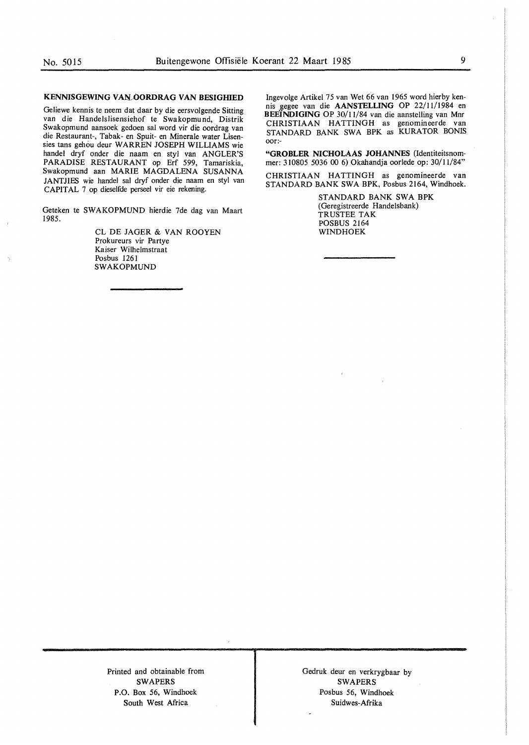### KENNISGEWING VAN OORDRAG VAN BESIGHEID

Geliewe kennis te neem dat daar by die eersvolgende Sitting van die Handelslisensiehof te Swakopmund, Distrik Swakopmund aansoek gedoen sal word vir die oordrag van die Restaurant-, Tabak- en Spuit- en Minerale water Lisensies tans gehou deur WARREN JOSEPH WILLIAMS wie handel dryf onder die naam en styl van ANGLER'S PARADISE RESTAURANT op Erf 599, Tamariskia, Swakopmund aan MARIE MAGDALENA SUSANNA JANTJIES wie handel sal dryf onder die naam en styl van CAPITAL 7 op dieselfde perseel vir eie rekening.

Geteken te SWAKOPMUND hierdie 7de dag van Maart 1985.

CL DE JAGER & VAN ROOYEN  
Prokureurs vir Partye  
Kaiser Wilhelmstraat  
Posbus 1261  
SWAKOPMUND

---

Ingevolge Artikel 75 van Wet 66 van 1965 word hierby kennis gegee van die **AANSTELLING** OP 22/11/1984 en **BEËINDIGING** OP 30/11/84 van die aanstelling van Mnr CHRISTIAAN HATTINGH as genomineerde van STANDARD BANK SWA BPK as KURATOR BONIS oor:-

"**GROBLER NICHOLAAS JOHANNES** (Identiteitsnommer: 310805 5036 00 6) Okahandja oorlede op: 30/11/84"

CHRISTIAAN HATTINGH as genomineerde van STANDARD BANK SWA BPK, Posbus 2164, Windhoek.

STANDARD BANK SWA BPK  
(Geregistreerde Handelsbank)  
TRUSTEE TAK  
POSBUS 2164  
WINDHOEK

---

Printed and obtainable from  
SWAPERS  
P.O. Box 56, Windhoek  
South West Africa

Gedruk deur en verkrygbaar by  
SWAPERS  
Posbus 56, Windhoek  
Suidwes-Afrika